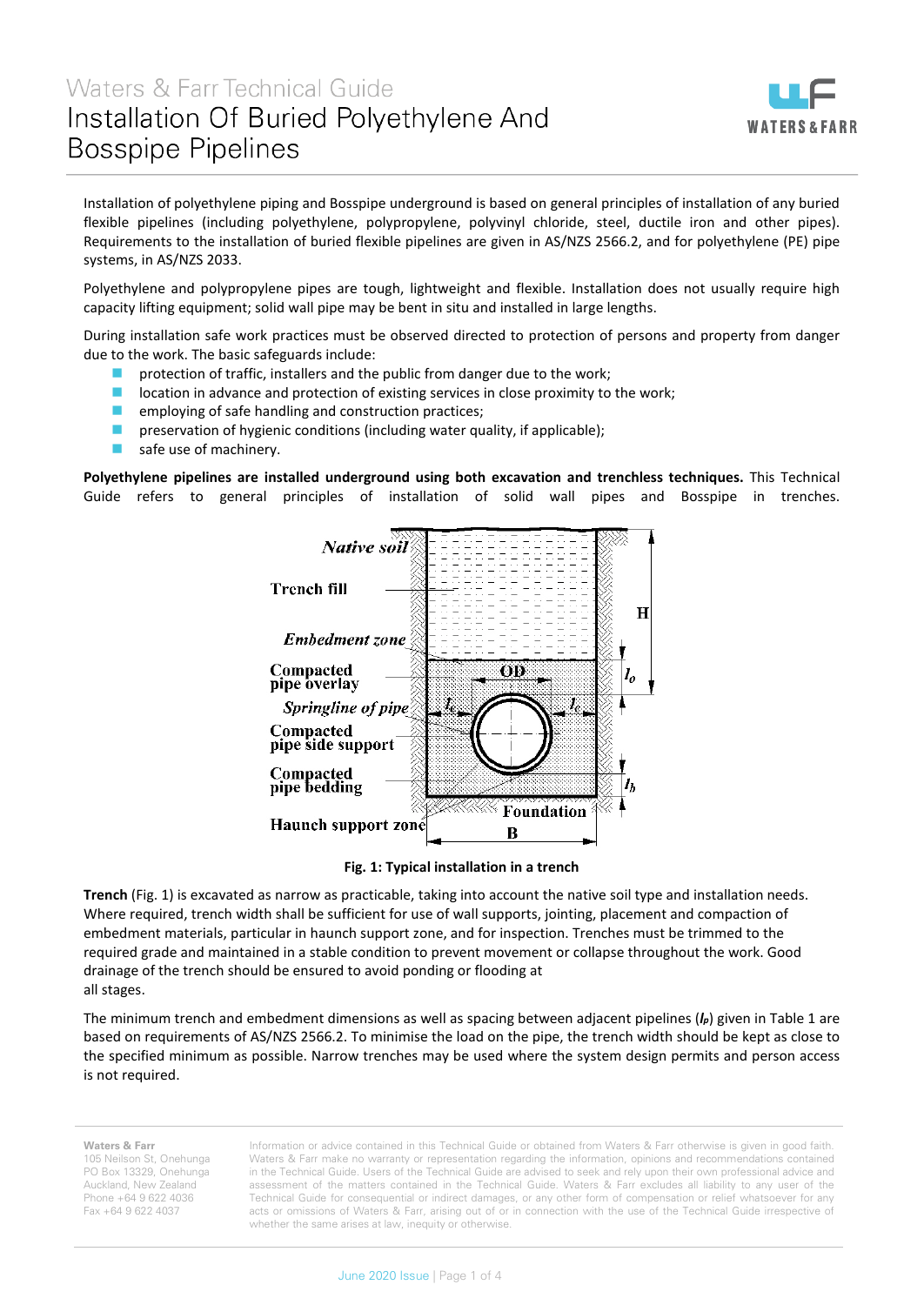Waters & Farr Technical Guide

# Installation Of Buried Polyethylene And Bosspipe Pipelines

Installation of polyethylene piping and Bosspipe underground is based on general principles of installation of any buried flexible pipelines (including polyethylene, polypropylene, polyvinyl chloride, steel, ductile iron and other pipes). Requirements to the installation of buried flexible pipelines are given in AS/NZS 2566.2, and for polyethylene (PE) pipe systems, in AS/NZS 2033.

Polyethylene and polypropylene pipes are tough, lightweight and flexible. Installation does not usually require high capacity lifting equipment; solid wall pipe may be bent in situ and installed in large lengths.

During installation safe work practices must be observed directed to protection of persons and property from danger due to the work. The basic safeguards include:

- protection of traffic, installers and the public from danger due to the work;
- location in advance and protection of existing services in close proximity to the work;
- employing of safe handling and construction practices;
- preservation of hygienic conditions (including water quality, if applicable);
- safe use of machinery.

**Polyethylene pipelines are installed underground using both excavation and trenchless techniques.** This Technical Guide refers to general principles of installation of solid wall pipes and Bosspipe in trenches.

**Fig. 1: Typical installation in a trench**

**Trench** (Fig. 1) is excavated as narrow as practicable, taking into account the native soil type and installation needs. Where required, trench width shall be sufficient for use of wall supports, jointing, placement and compaction of embedment materials, particular in haunch support zone, and for inspection. Trenches must be trimmed to the required grade and maintained in a stable condition to prevent movement or collapse throughout the work. Good drainage of the trench should be ensured to avoid ponding or flooding at all stages.

The minimum trench and embedment dimensions as well as spacing between adjacent pipelines (***$l_p$***) given in Table 1 are based on requirements of AS/NZS 2566.2. To minimise the load on the pipe, the trench width should be kept as close to the specified minimum as possible. Narrow trenches may be used where the system design permits and person access is not required.

Waters & Farr
105 Neilson St, Onehunga
PO Box 13329, Onehunga
Auckland, New Zealand
Phone +64 9 622 4036
Fax +64 9 622 4037

Information or advice contained in this Technical Guide or obtained from Waters & Farr otherwise is given in good faith. Waters & Farr make no warranty or representation regarding the information, opinions and recommendations contained in the Technical Guide. Users of the Technical Guide are advised to seek and rely upon their own professional advice and assessment of the matters contained in the Technical Guide. Waters & Farr excludes all liability to any user of the Technical Guide for consequential or indirect damages, or any other form of compensation or relief whatsoever for any acts or omissions of Waters & Farr, arising out of or in connection with the use of the Technical Guide irrespective of whether the same arises at law, inequity or otherwise.

June 2020 Issue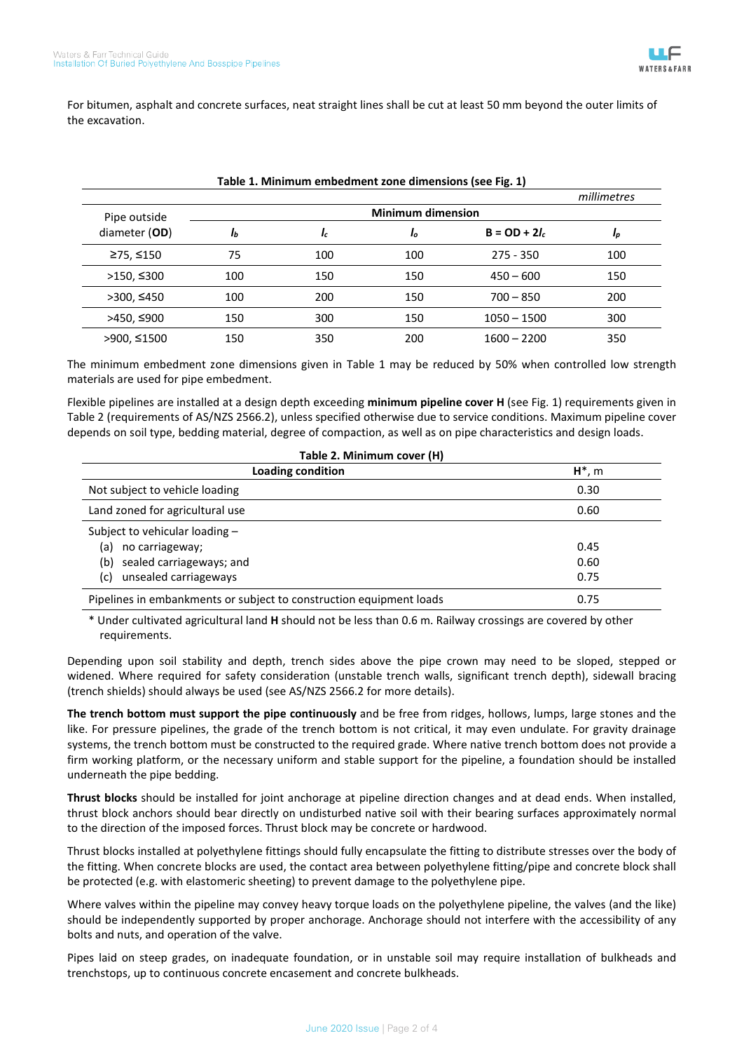For bitumen, asphalt and concrete surfaces, neat straight lines shall be cut at least 50 mm beyond the outer limits of the excavation.

**Table 1. Minimum embedment zone dimensions (see Fig. 1)**

*millimetres*

| Pipe outside diameter (**OD**) | Minimum dimension | | | | |
|---|---|---|---|---|---|
| | $l_b$ | $l_c$ | $l_o$ | **B = OD + 2$l_c$** | $l_p$ |
| ≥75, ≤150 | 75 | 100 | 100 | 275 - 350 | 100 |
| >150, ≤300 | 100 | 150 | 150 | 450 – 600 | 150 |
| >300, ≤450 | 100 | 200 | 150 | 700 – 850 | 200 |
| >450, ≤900 | 150 | 300 | 150 | 1050 – 1500 | 300 |
| >900, ≤1500 | 150 | 350 | 200 | 1600 – 2200 | 350 |

The minimum embedment zone dimensions given in Table 1 may be reduced by 50% when controlled low strength materials are used for pipe embedment.

Flexible pipelines are installed at a design depth exceeding **minimum pipeline cover H** (see Fig. 1) requirements given in Table 2 (requirements of AS/NZS 2566.2), unless specified otherwise due to service conditions. Maximum pipeline cover depends on soil type, bedding material, degree of compaction, as well as on pipe characteristics and design loads.

**Table 2. Minimum cover (H)**

| Loading condition | H*, m |
|---|---|
| Not subject to vehicle loading | 0.30 |
| Land zoned for agricultural use | 0.60 |
| Subject to vehicular loading – | |
| (a) no carriageway; | 0.45 |
| (b) sealed carriageways; and | 0.60 |
| (c) unsealed carriageways | 0.75 |
| Pipelines in embankments or subject to construction equipment loads | 0.75 |

\* Under cultivated agricultural land **H** should not be less than 0.6 m. Railway crossings are covered by other requirements.

Depending upon soil stability and depth, trench sides above the pipe crown may need to be sloped, stepped or widened. Where required for safety consideration (unstable trench walls, significant trench depth), sidewall bracing (trench shields) should always be used (see AS/NZS 2566.2 for more details).

**The trench bottom must support the pipe continuously** and be free from ridges, hollows, lumps, large stones and the like. For pressure pipelines, the grade of the trench bottom is not critical, it may even undulate. For gravity drainage systems, the trench bottom must be constructed to the required grade. Where native trench bottom does not provide a firm working platform, or the necessary uniform and stable support for the pipeline, a foundation should be installed underneath the pipe bedding.

**Thrust blocks** should be installed for joint anchorage at pipeline direction changes and at dead ends. When installed, thrust block anchors should bear directly on undisturbed native soil with their bearing surfaces approximately normal to the direction of the imposed forces. Thrust block may be concrete or hardwood.

Thrust blocks installed at polyethylene fittings should fully encapsulate the fitting to distribute stresses over the body of the fitting. When concrete blocks are used, the contact area between polyethylene fitting/pipe and concrete block shall be protected (e.g. with elastomeric sheeting) to prevent damage to the polyethylene pipe.

Where valves within the pipeline may convey heavy torque loads on the polyethylene pipeline, the valves (and the like) should be independently supported by proper anchorage. Anchorage should not interfere with the accessibility of any bolts and nuts, and operation of the valve.

Pipes laid on steep grades, on inadequate foundation, or in unstable soil may require installation of bulkheads and trenchstops, up to continuous concrete encasement and concrete bulkheads.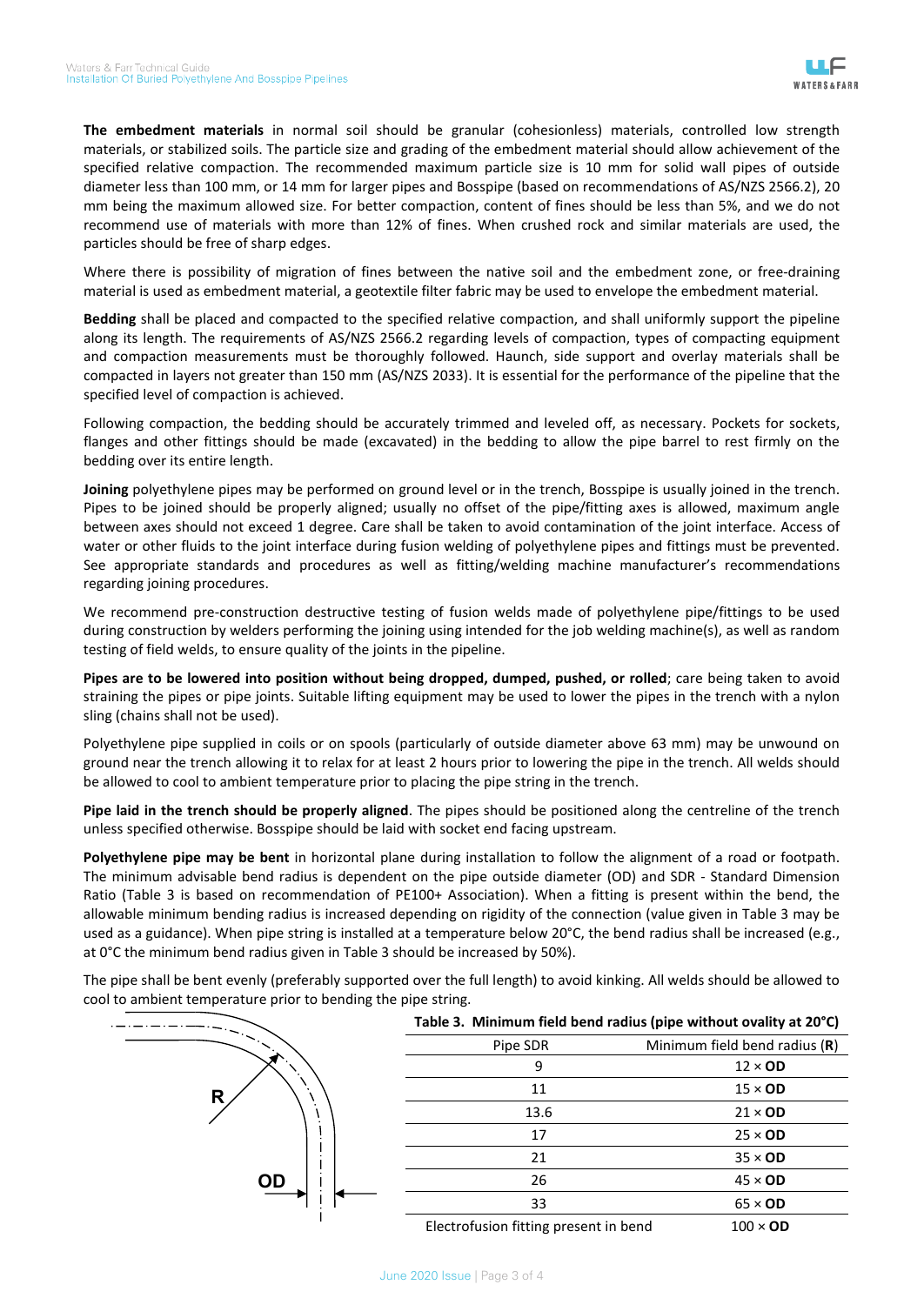**The embedment materials** in normal soil should be granular (cohesionless) materials, controlled low strength materials, or stabilized soils. The particle size and grading of the embedment material should allow achievement of the specified relative compaction. The recommended maximum particle size is 10 mm for solid wall pipes of outside diameter less than 100 mm, or 14 mm for larger pipes and Bosspipe (based on recommendations of AS/NZS 2566.2), 20 mm being the maximum allowed size. For better compaction, content of fines should be less than 5%, and we do not recommend use of materials with more than 12% of fines. When crushed rock and similar materials are used, the particles should be free of sharp edges.

Where there is possibility of migration of fines between the native soil and the embedment zone, or free-draining material is used as embedment material, a geotextile filter fabric may be used to envelope the embedment material.

**Bedding** shall be placed and compacted to the specified relative compaction, and shall uniformly support the pipeline along its length. The requirements of AS/NZS 2566.2 regarding levels of compaction, types of compacting equipment and compaction measurements must be thoroughly followed. Haunch, side support and overlay materials shall be compacted in layers not greater than 150 mm (AS/NZS 2033). It is essential for the performance of the pipeline that the specified level of compaction is achieved.

Following compaction, the bedding should be accurately trimmed and leveled off, as necessary. Pockets for sockets, flanges and other fittings should be made (excavated) in the bedding to allow the pipe barrel to rest firmly on the bedding over its entire length.

**Joining** polyethylene pipes may be performed on ground level or in the trench, Bosspipe is usually joined in the trench. Pipes to be joined should be properly aligned; usually no offset of the pipe/fitting axes is allowed, maximum angle between axes should not exceed 1 degree. Care shall be taken to avoid contamination of the joint interface. Access of water or other fluids to the joint interface during fusion welding of polyethylene pipes and fittings must be prevented. See appropriate standards and procedures as well as fitting/welding machine manufacturer's recommendations regarding joining procedures.

We recommend pre-construction destructive testing of fusion welds made of polyethylene pipe/fittings to be used during construction by welders performing the joining using intended for the job welding machine(s), as well as random testing of field welds, to ensure quality of the joints in the pipeline.

**Pipes are to be lowered into position without being dropped, dumped, pushed, or rolled**; care being taken to avoid straining the pipes or pipe joints. Suitable lifting equipment may be used to lower the pipes in the trench with a nylon sling (chains shall not be used).

Polyethylene pipe supplied in coils or on spools (particularly of outside diameter above 63 mm) may be unwound on ground near the trench allowing it to relax for at least 2 hours prior to lowering the pipe in the trench. All welds should be allowed to cool to ambient temperature prior to placing the pipe string in the trench.

**Pipe laid in the trench should be properly aligned**. The pipes should be positioned along the centreline of the trench unless specified otherwise. Bosspipe should be laid with socket end facing upstream.

**Polyethylene pipe may be bent** in horizontal plane during installation to follow the alignment of a road or footpath. The minimum advisable bend radius is dependent on the pipe outside diameter (OD) and SDR - Standard Dimension Ratio (Table 3 is based on recommendation of PE100+ Association). When a fitting is present within the bend, the allowable minimum bending radius is increased depending on rigidity of the connection (value given in Table 3 may be used as a guidance). When pipe string is installed at a temperature below 20°C, the bend radius shall be increased (e.g., at 0°C the minimum bend radius given in Table 3 should be increased by 50%).

The pipe shall be bent evenly (preferably supported over the full length) to avoid kinking. All welds should be allowed to cool to ambient temperature prior to bending the pipe string.

R

OD

**Table 3. Minimum field bend radius (pipe without ovality at 20°C)**

| Pipe SDR | Minimum field bend radius (**R**) |
|---|---|
| 9 | 12 × **OD** |
| 11 | 15 × **OD** |
| 13.6 | 21 × **OD** |
| 17 | 25 × **OD** |
| 21 | 35 × **OD** |
| 26 | 45 × **OD** |
| 33 | 65 × **OD** |
| Electrofusion fitting present in bend | 100 × **OD** |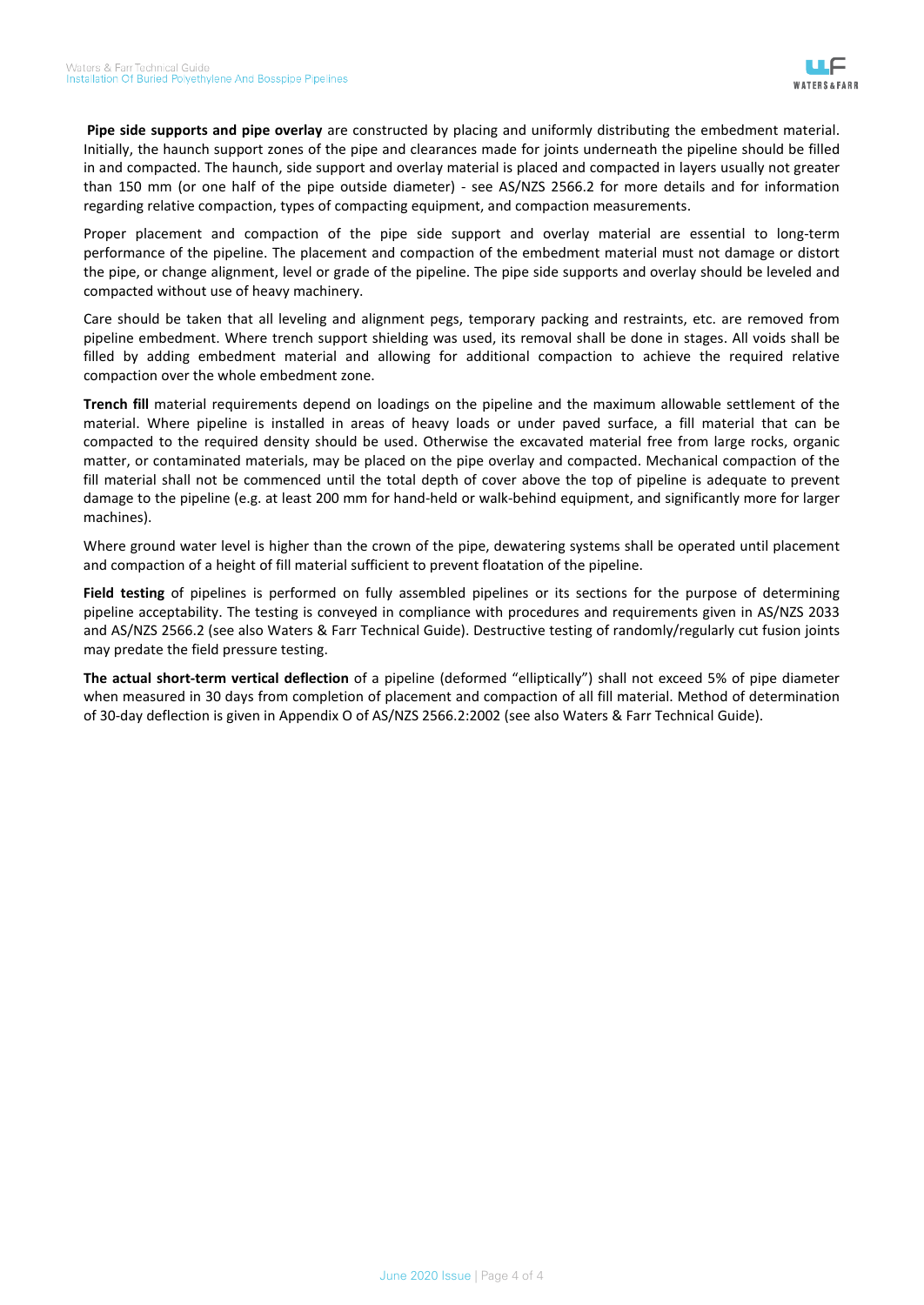**Pipe side supports and pipe overlay** are constructed by placing and uniformly distributing the embedment material. Initially, the haunch support zones of the pipe and clearances made for joints underneath the pipeline should be filled in and compacted. The haunch, side support and overlay material is placed and compacted in layers usually not greater than 150 mm (or one half of the pipe outside diameter) - see AS/NZS 2566.2 for more details and for information regarding relative compaction, types of compacting equipment, and compaction measurements.

Proper placement and compaction of the pipe side support and overlay material are essential to long-term performance of the pipeline. The placement and compaction of the embedment material must not damage or distort the pipe, or change alignment, level or grade of the pipeline. The pipe side supports and overlay should be leveled and compacted without use of heavy machinery.

Care should be taken that all leveling and alignment pegs, temporary packing and restraints, etc. are removed from pipeline embedment. Where trench support shielding was used, its removal shall be done in stages. All voids shall be filled by adding embedment material and allowing for additional compaction to achieve the required relative compaction over the whole embedment zone.

**Trench fill** material requirements depend on loadings on the pipeline and the maximum allowable settlement of the material. Where pipeline is installed in areas of heavy loads or under paved surface, a fill material that can be compacted to the required density should be used. Otherwise the excavated material free from large rocks, organic matter, or contaminated materials, may be placed on the pipe overlay and compacted. Mechanical compaction of the fill material shall not be commenced until the total depth of cover above the top of pipeline is adequate to prevent damage to the pipeline (e.g. at least 200 mm for hand-held or walk-behind equipment, and significantly more for larger machines).

Where ground water level is higher than the crown of the pipe, dewatering systems shall be operated until placement and compaction of a height of fill material sufficient to prevent floatation of the pipeline.

**Field testing** of pipelines is performed on fully assembled pipelines or its sections for the purpose of determining pipeline acceptability. The testing is conveyed in compliance with procedures and requirements given in AS/NZS 2033 and AS/NZS 2566.2 (see also Waters & Farr Technical Guide). Destructive testing of randomly/regularly cut fusion joints may predate the field pressure testing.

**The actual short-term vertical deflection** of a pipeline (deformed "elliptically") shall not exceed 5% of pipe diameter when measured in 30 days from completion of placement and compaction of all fill material. Method of determination of 30-day deflection is given in Appendix O of AS/NZS 2566.2:2002 (see also Waters & Farr Technical Guide).